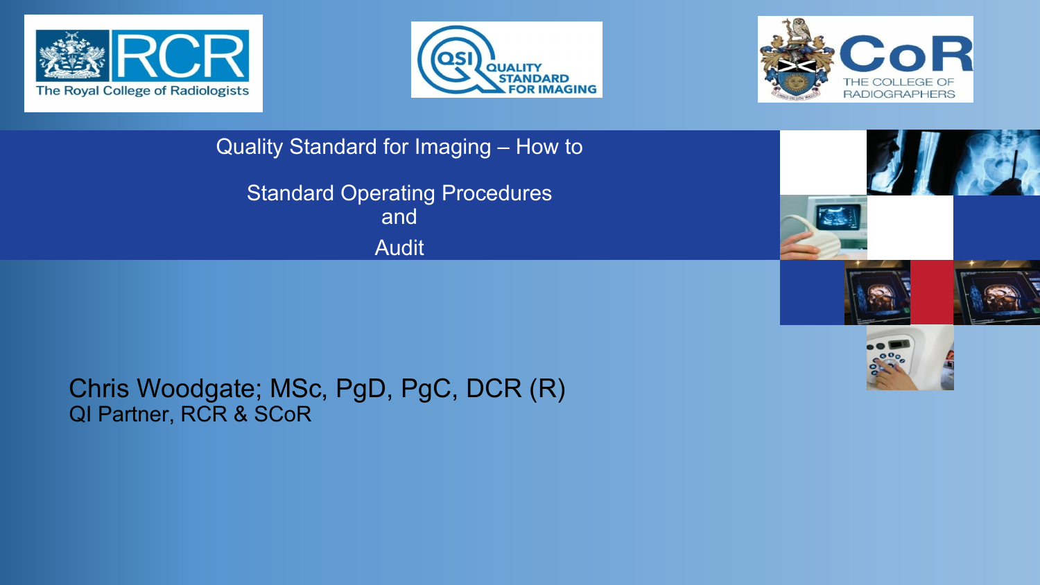The Royal College of Radiologists

QSI Quality Standard for Imaging

The College of Radiographers

# Quality Standard for Imaging – How to

## Standard Operating Procedures and Audit

Chris Woodgate; MSc, PgD, PgC, DCR (R)

QI Partner, RCR & SCoR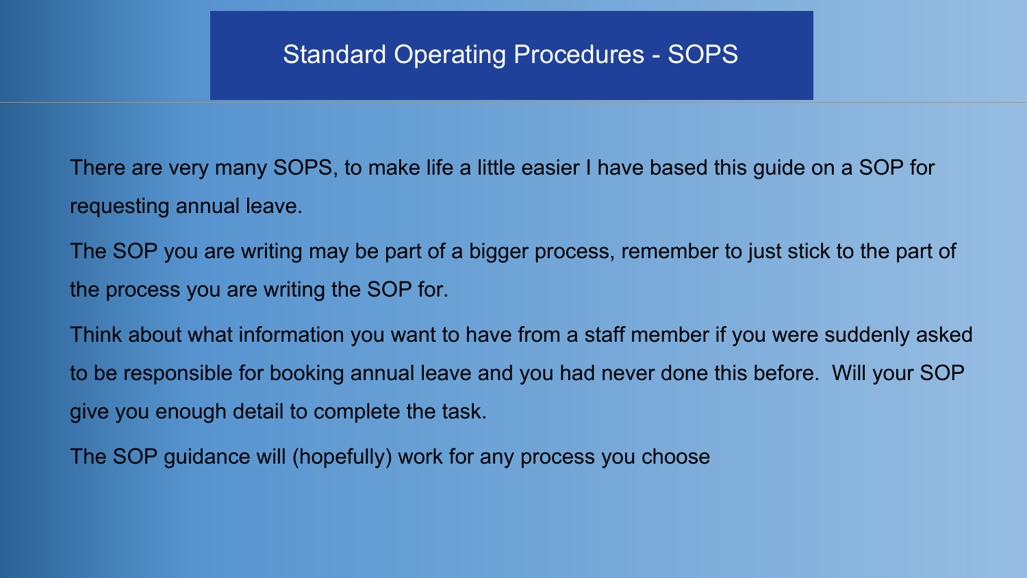# Standard Operating Procedures - SOPS

There are very many SOPS, to make life a little easier I have based this guide on a SOP for requesting annual leave.

The SOP you are writing may be part of a bigger process, remember to just stick to the part of the process you are writing the SOP for.

Think about what information you want to have from a staff member if you were suddenly asked to be responsible for booking annual leave and you had never done this before. Will your SOP give you enough detail to complete the task.

The SOP guidance will (hopefully) work for any process you choose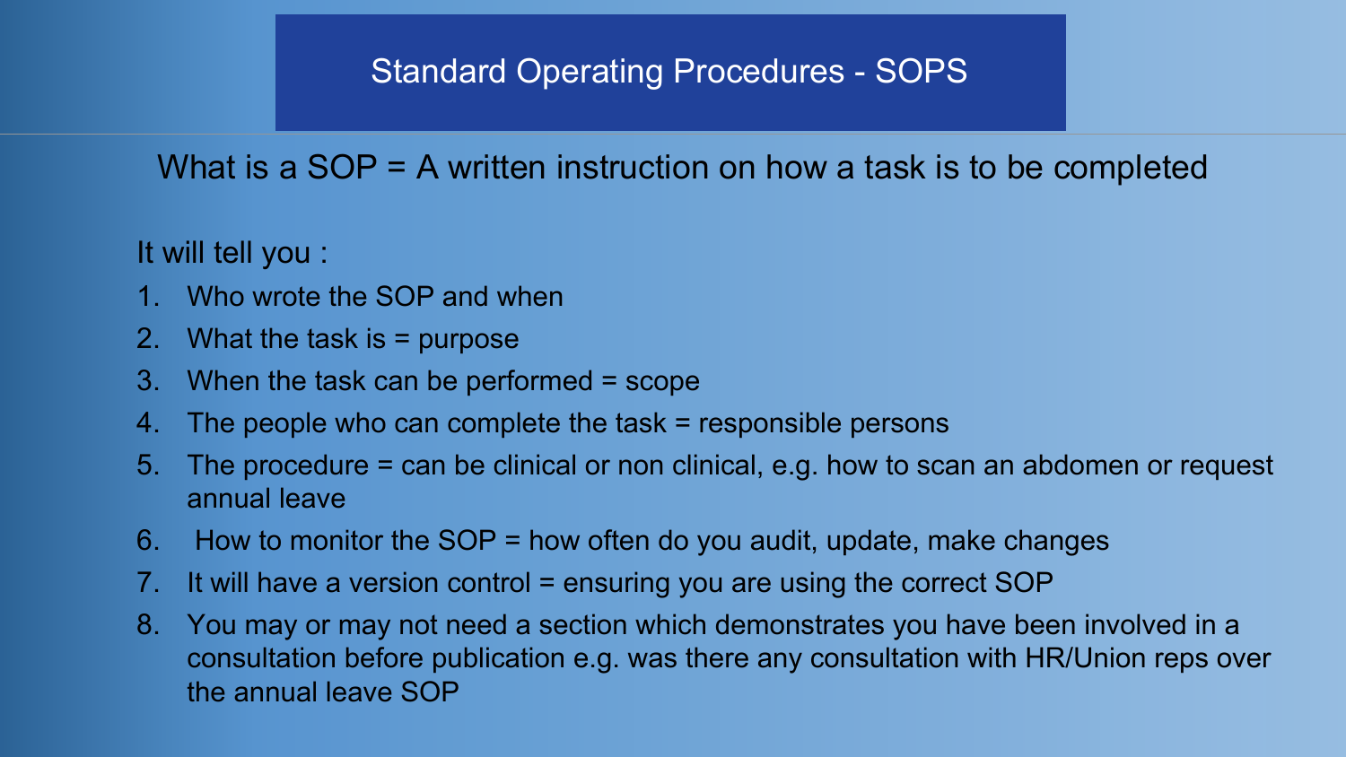# Standard Operating Procedures - SOPS

What is a SOP = A written instruction on how a task is to be completed

It will tell you :

1. Who wrote the SOP and when
2. What the task is = purpose
3. When the task can be performed = scope
4. The people who can complete the task = responsible persons
5. The procedure = can be clinical or non clinical, e.g. how to scan an abdomen or request annual leave
6. How to monitor the SOP = how often do you audit, update, make changes
7. It will have a version control = ensuring you are using the correct SOP
8. You may or may not need a section which demonstrates you have been involved in a consultation before publication e.g. was there any consultation with HR/Union reps over the annual leave SOP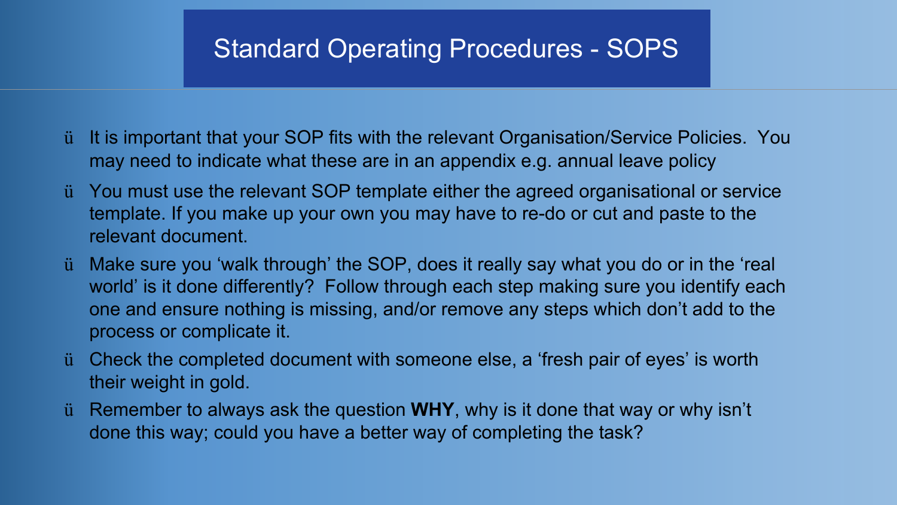# Standard Operating Procedures - SOPS

- It is important that your SOP fits with the relevant Organisation/Service Policies. You may need to indicate what these are in an appendix e.g. annual leave policy
- You must use the relevant SOP template either the agreed organisational or service template. If you make up your own you may have to re-do or cut and paste to the relevant document.
- Make sure you 'walk through' the SOP, does it really say what you do or in the 'real world' is it done differently? Follow through each step making sure you identify each one and ensure nothing is missing, and/or remove any steps which don't add to the process or complicate it.
- Check the completed document with someone else, a 'fresh pair of eyes' is worth their weight in gold.
- Remember to always ask the question **WHY**, why is it done that way or why isn't done this way; could you have a better way of completing the task?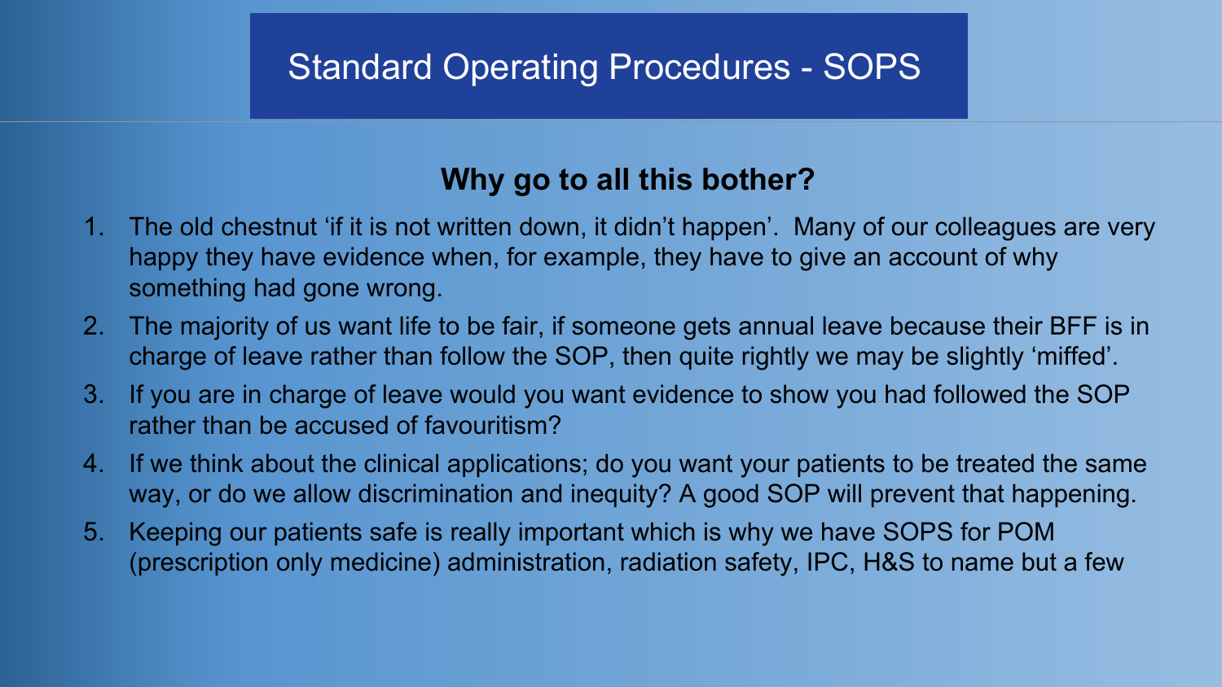# Standard Operating Procedures - SOPS

## Why go to all this bother?

1. The old chestnut 'if it is not written down, it didn't happen'. Many of our colleagues are very happy they have evidence when, for example, they have to give an account of why something had gone wrong.
2. The majority of us want life to be fair, if someone gets annual leave because their BFF is in charge of leave rather than follow the SOP, then quite rightly we may be slightly 'miffed'.
3. If you are in charge of leave would you want evidence to show you had followed the SOP rather than be accused of favouritism?
4. If we think about the clinical applications; do you want your patients to be treated the same way, or do we allow discrimination and inequity? A good SOP will prevent that happening.
5. Keeping our patients safe is really important which is why we have SOPS for POM (prescription only medicine) administration, radiation safety, IPC, H&S to name but a few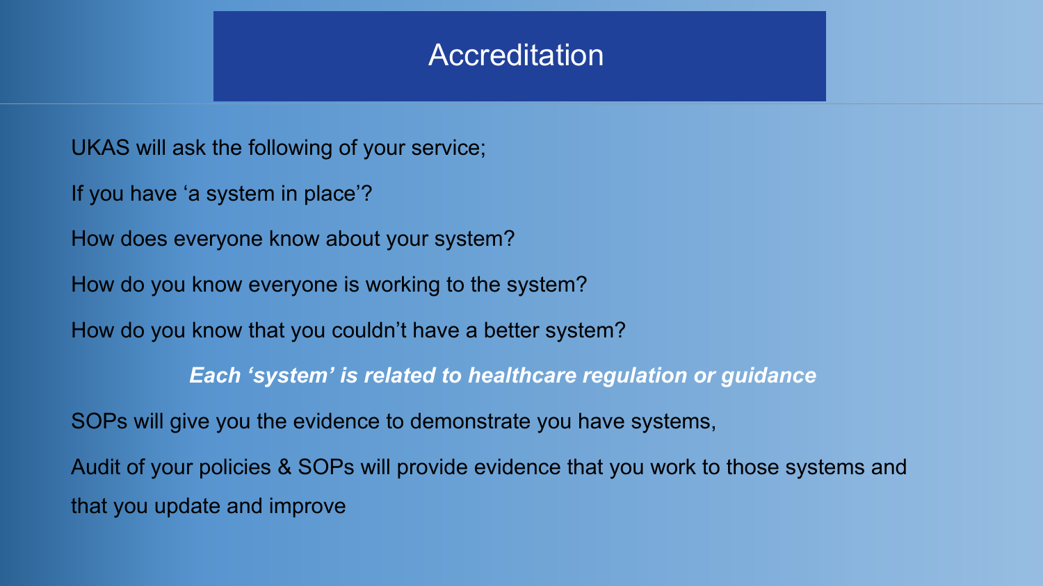# Accreditation

UKAS will ask the following of your service;

If you have ‘a system in place’?

How does everyone know about your system?

How do you know everyone is working to the system?

How do you know that you couldn’t have a better system?

***Each ‘system’ is related to healthcare regulation or guidance***

SOPs will give you the evidence to demonstrate you have systems,

Audit of your policies & SOPs will provide evidence that you work to those systems and that you update and improve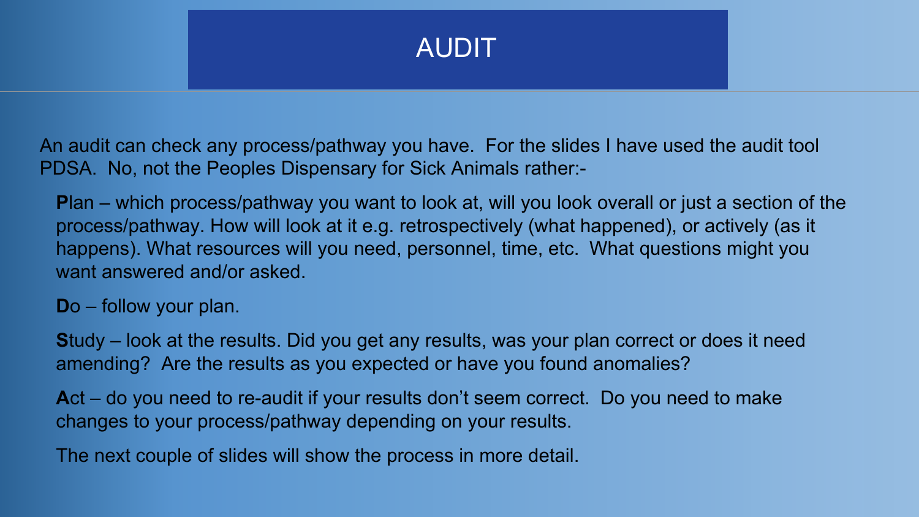# AUDIT

An audit can check any process/pathway you have. For the slides I have used the audit tool PDSA. No, not the Peoples Dispensary for Sick Animals rather:-

**P**lan – which process/pathway you want to look at, will you look overall or just a section of the process/pathway. How will look at it e.g. retrospectively (what happened), or actively (as it happens). What resources will you need, personnel, time, etc. What questions might you want answered and/or asked.

**D**o – follow your plan.

**S**tudy – look at the results. Did you get any results, was your plan correct or does it need amending? Are the results as you expected or have you found anomalies?

**A**ct – do you need to re-audit if your results don't seem correct. Do you need to make changes to your process/pathway depending on your results.

The next couple of slides will show the process in more detail.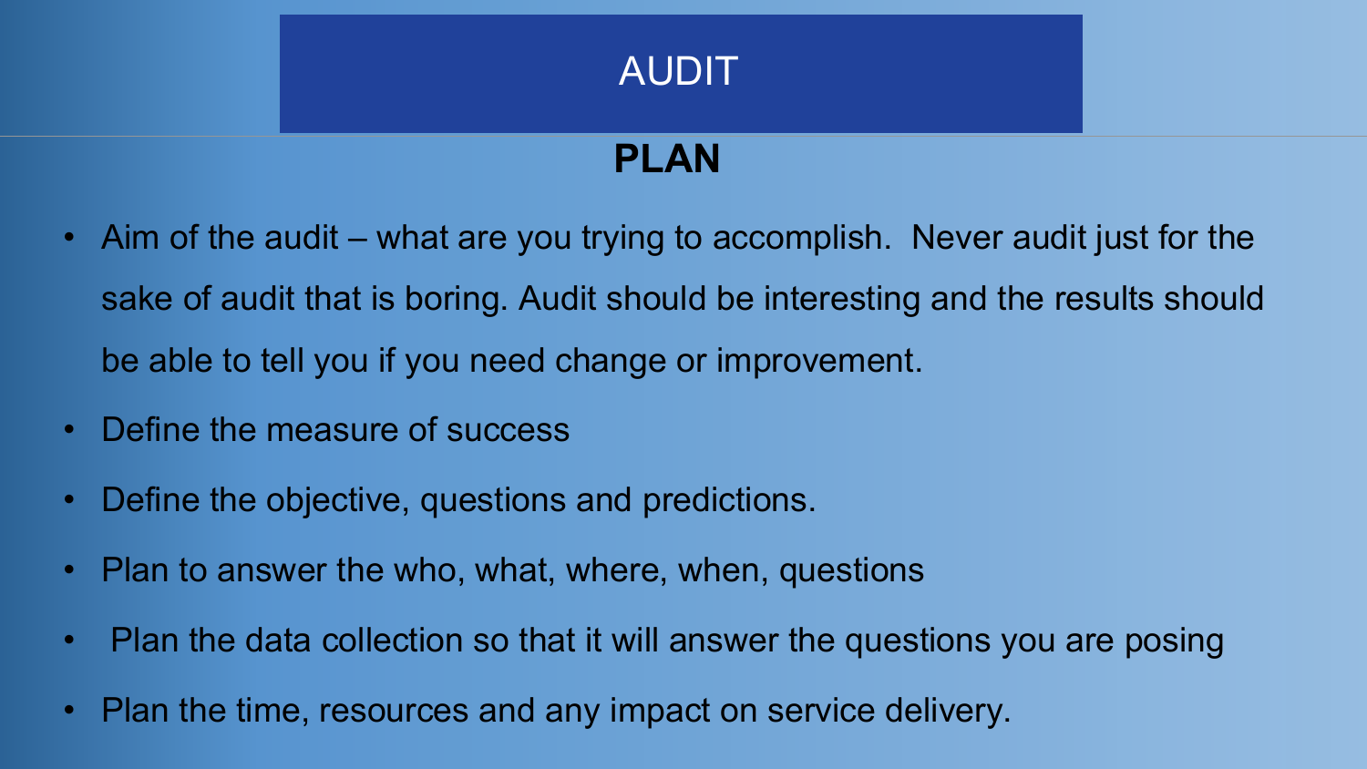# AUDIT

## PLAN

- Aim of the audit – what are you trying to accomplish. Never audit just for the sake of audit that is boring. Audit should be interesting and the results should be able to tell you if you need change or improvement.
- Define the measure of success
- Define the objective, questions and predictions.
- Plan to answer the who, what, where, when, questions
- Plan the data collection so that it will answer the questions you are posing
- Plan the time, resources and any impact on service delivery.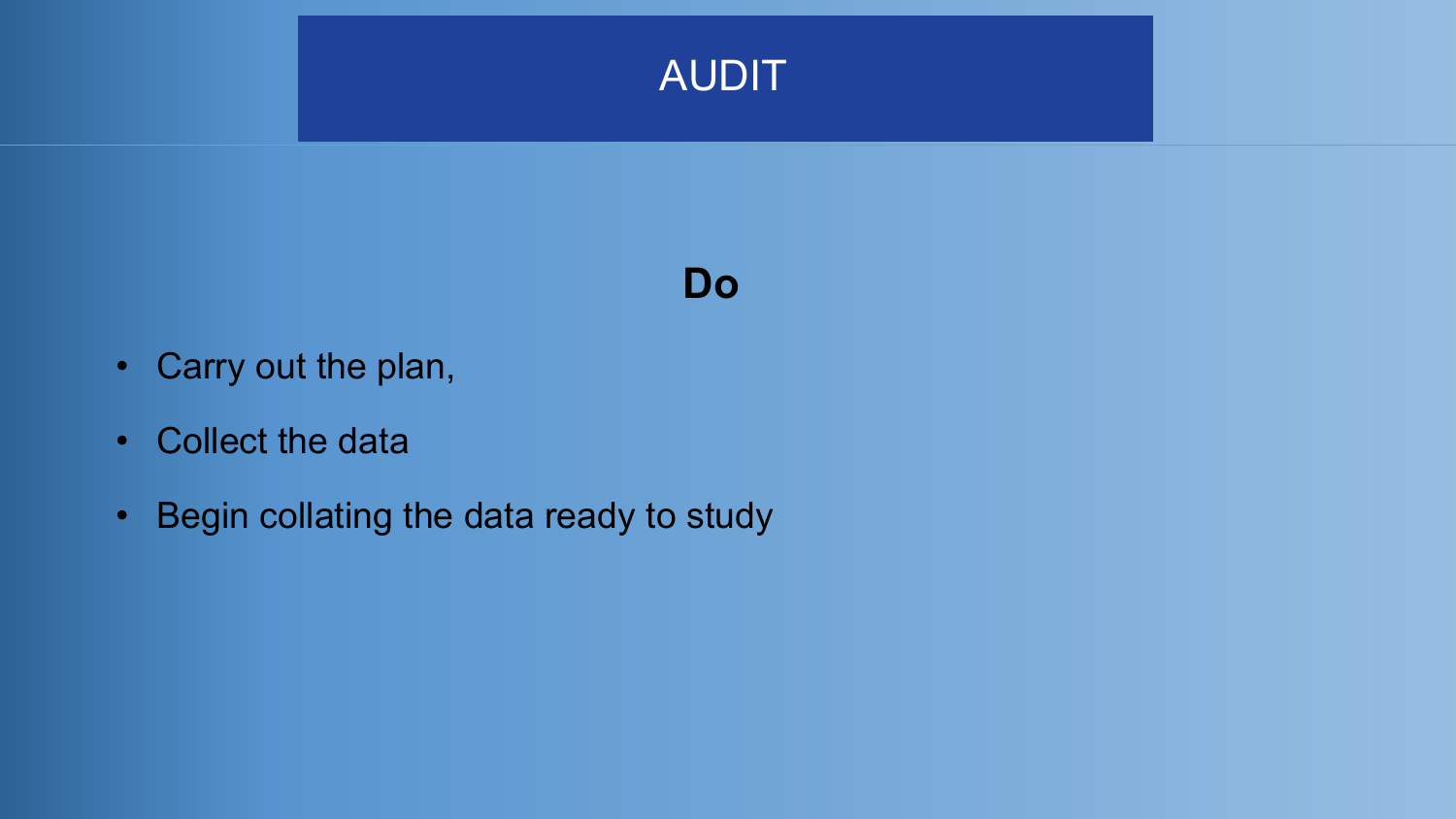# AUDIT

## Do

- Carry out the plan,
- Collect the data
- Begin collating the data ready to study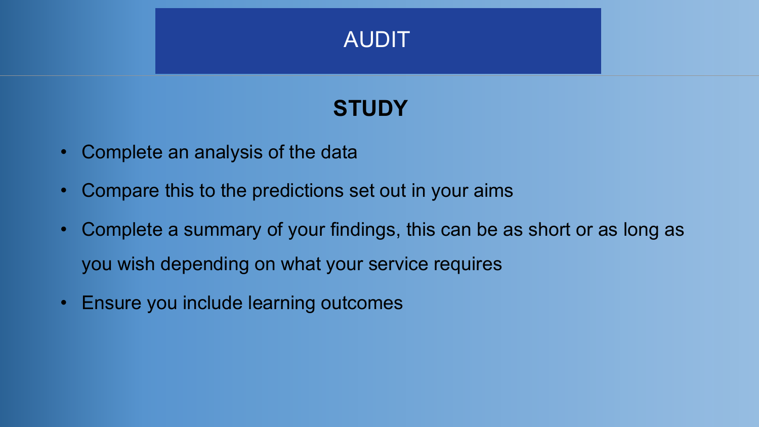# AUDIT

## STUDY

- Complete an analysis of the data
- Compare this to the predictions set out in your aims
- Complete a summary of your findings, this can be as short or as long as you wish depending on what your service requires
- Ensure you include learning outcomes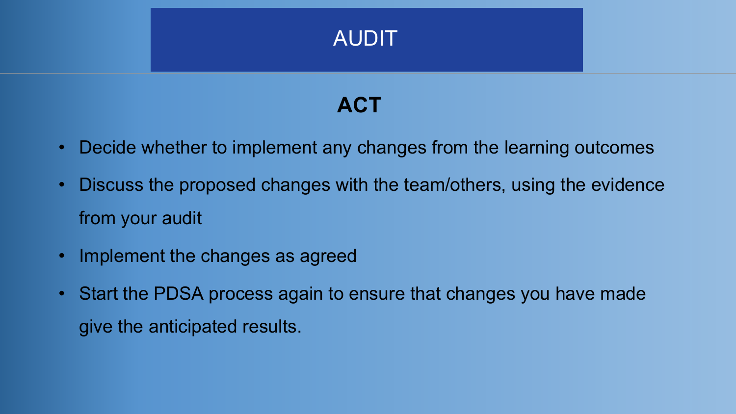# AUDIT

## ACT

- Decide whether to implement any changes from the learning outcomes
- Discuss the proposed changes with the team/others, using the evidence from your audit
- Implement the changes as agreed
- Start the PDSA process again to ensure that changes you have made give the anticipated results.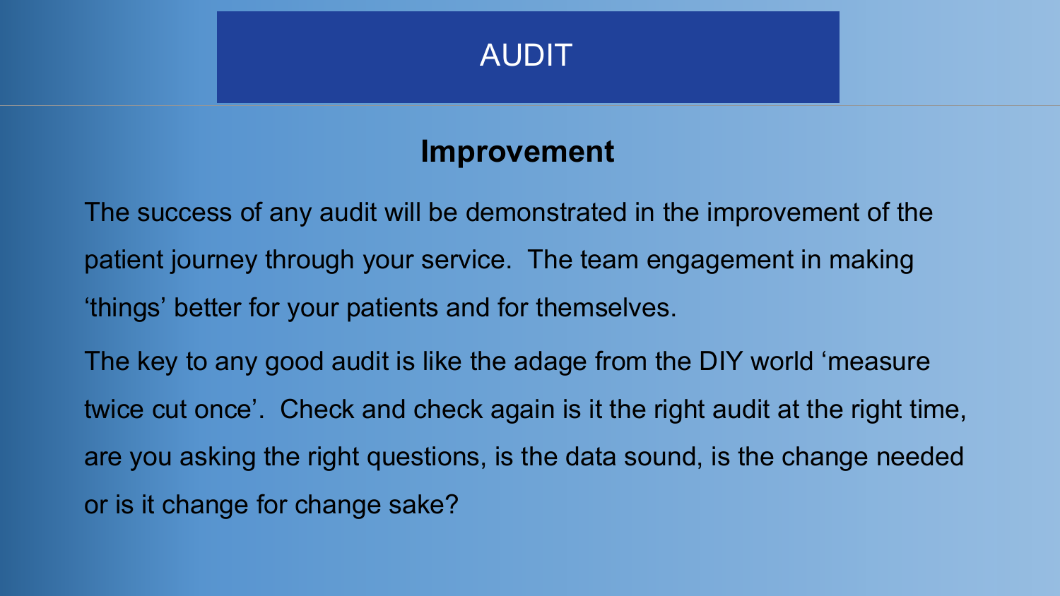# AUDIT

## Improvement

The success of any audit will be demonstrated in the improvement of the patient journey through your service. The team engagement in making ‘things’ better for your patients and for themselves.

The key to any good audit is like the adage from the DIY world ‘measure twice cut once’. Check and check again is it the right audit at the right time, are you asking the right questions, is the data sound, is the change needed or is it change for change sake?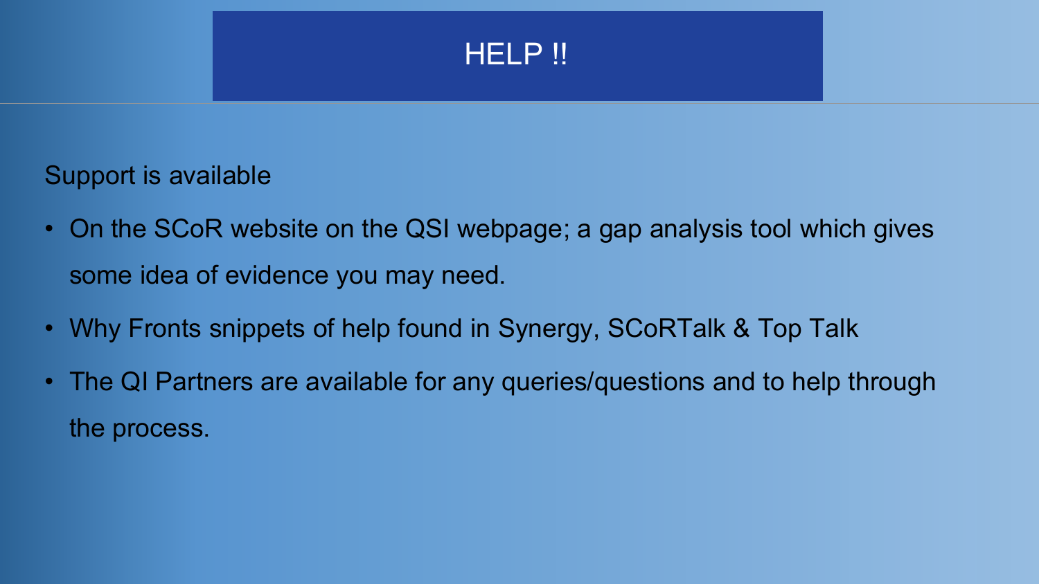# HELP !!

Support is available

- On the SCoR website on the QSI webpage; a gap analysis tool which gives some idea of evidence you may need.
- Why Fronts snippets of help found in Synergy, SCoRTalk & Top Talk
- The QI Partners are available for any queries/questions and to help through the process.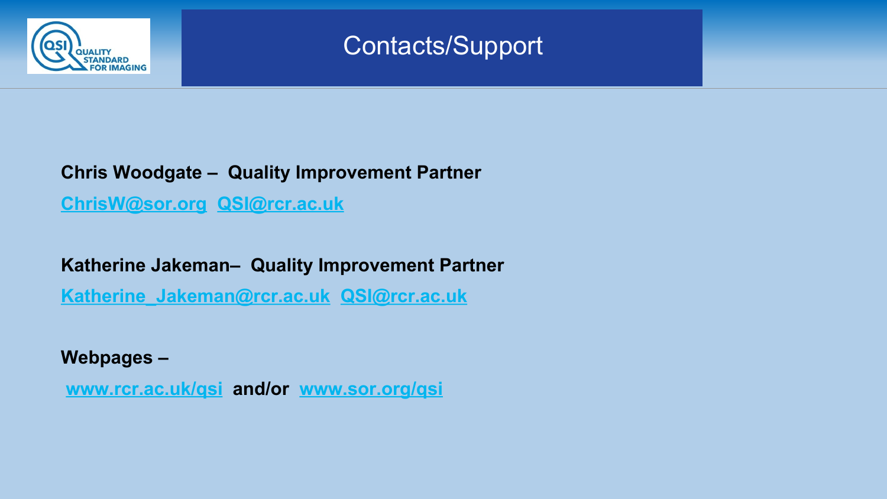# Contacts/Support

**Chris Woodgate – Quality Improvement Partner**

ChrisW@sor.org QSI@rcr.ac.uk

**Katherine Jakeman– Quality Improvement Partner**

Katherine_Jakeman@rcr.ac.uk QSI@rcr.ac.uk

**Webpages –**

www.rcr.ac.uk/qsi **and/or** www.sor.org/qsi